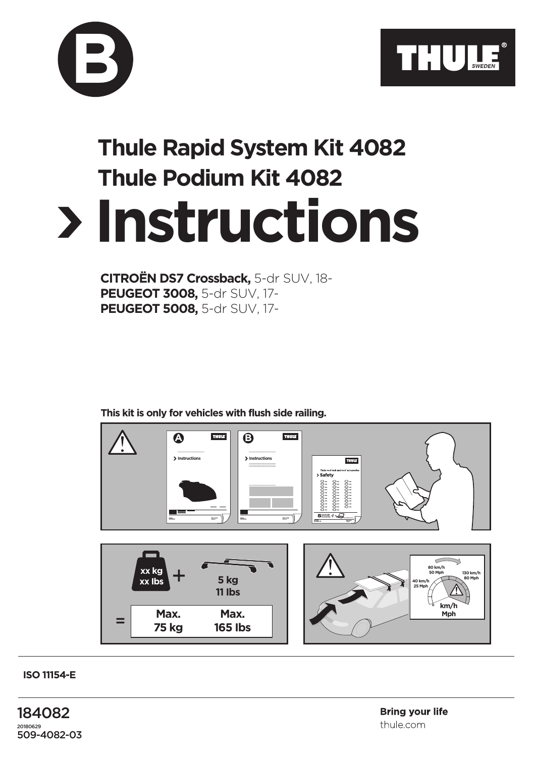B

THULE SWEDEN

# Thule Rapid System Kit 4082
# Thule Podium Kit 4082
# › Instructions

**CITROËN DS7 Crossback,** 5-dr SUV, 18-
**PEUGEOT 3008,** 5-dr SUV, 17-
**PEUGEOT 5008,** 5-dr SUV, 17-

**This kit is only for vehicles with flush side railing.**

xx kg
xx lbs
+
5 kg
11 lbs
=
Max. 75 kg
Max. 165 lbs

40 km/h 25 Mph
80 km/h 50 Mph
130 km/h 80 Mph
km/h Mph

**ISO 11154-E**

184082
20180629
509-4082-03

**Bring your life**
thule.com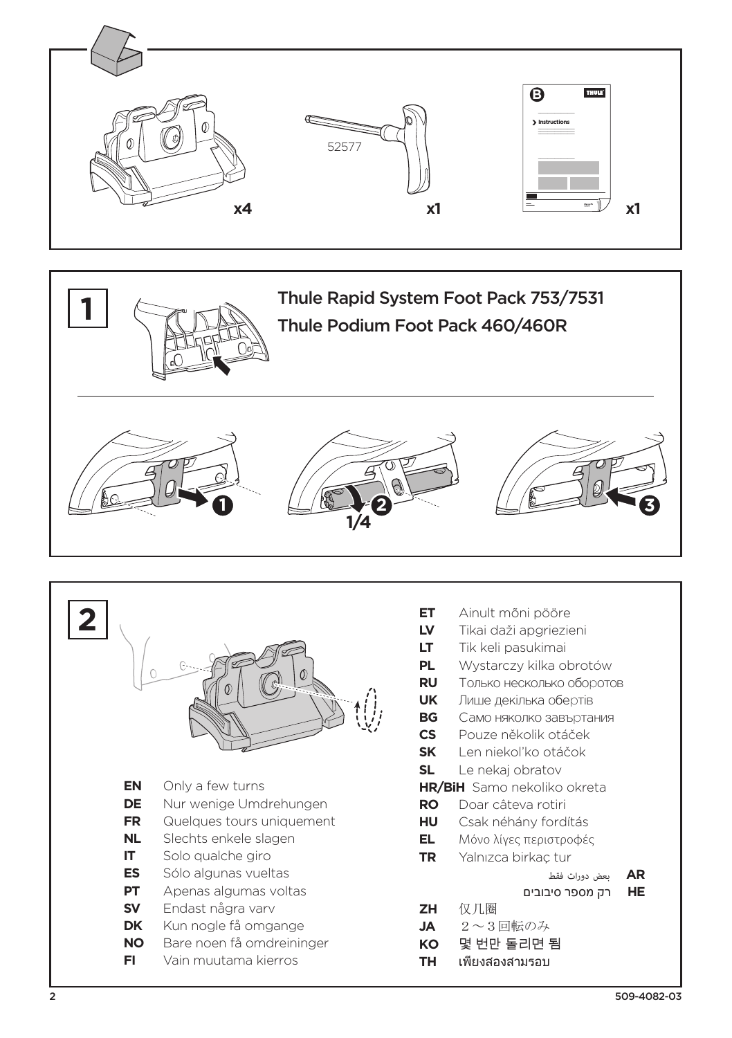x4

52577

x1

**B** THULE

> Instructions

x1

## 1

**Thule Rapid System Foot Pack 753/7531**

**Thule Podium Foot Pack 460/460R**

1

2

1/4

3

## 2

**EN** Only a few turns
**DE** Nur wenige Umdrehungen
**FR** Quelques tours uniquement
**NL** Slechts enkele slagen
**IT** Solo qualche giro
**ES** Sólo algunas vueltas
**PT** Apenas algumas voltas
**SV** Endast några varv
**DK** Kun nogle få omgange
**NO** Bare noen få omdreininger
**FI** Vain muutama kierros
**ET** Ainult mõni pööre
**LV** Tikai daži apgriezieni
**LT** Tik keli pasukimai
**PL** Wystarczy kilka obrotów
**RU** Только несколько оборотов
**UK** Лише декілька обертів
**BG** Само няколко завъртания
**CS** Pouze několik otáček
**SK** Len niekoľko otáčok
**SL** Le nekaj obratov
**HR/BiH** Samo nekoliko okreta
**RO** Doar câteva rotiri
**HU** Csak néhány fordítás
**EL** Μόνο λίγες περιστροφές
**TR** Yalnızca birkaç tur
**AR** بعض دورات فقط
**HE** רק מספר סיבובים
**ZH** 仅几圈
**JA** 2～3回転のみ
**KO** 몇 번만 돌리면 됨
**TH** เพียงสองสามรอบ

509-4082-03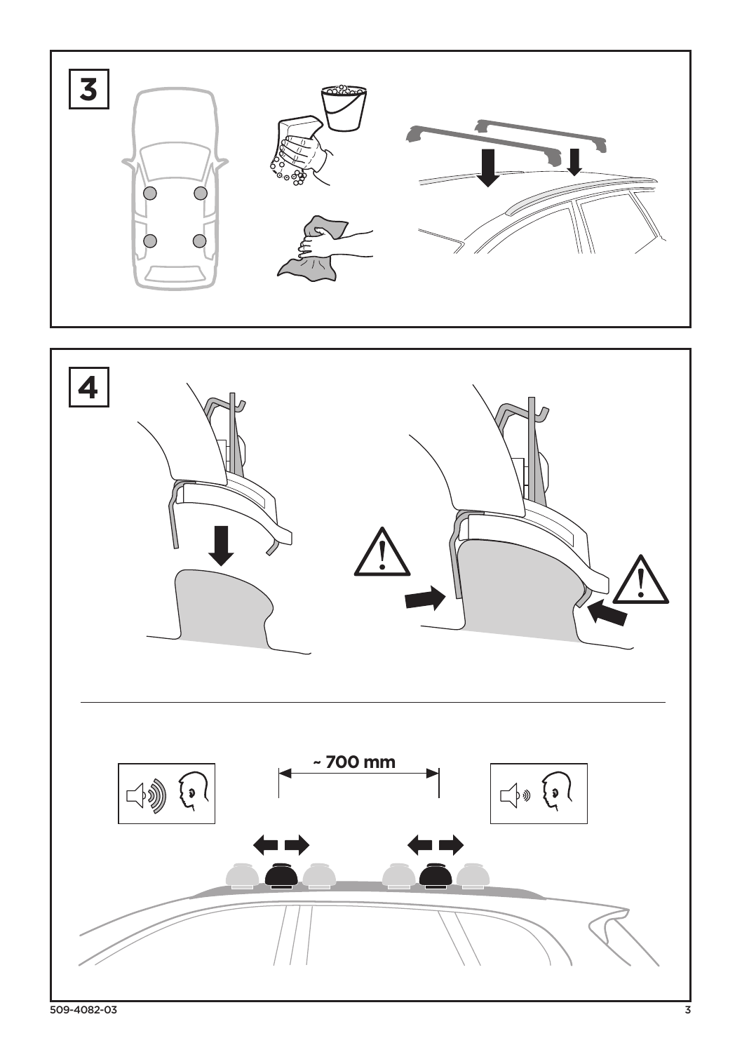**3**

**4**

~ 700 mm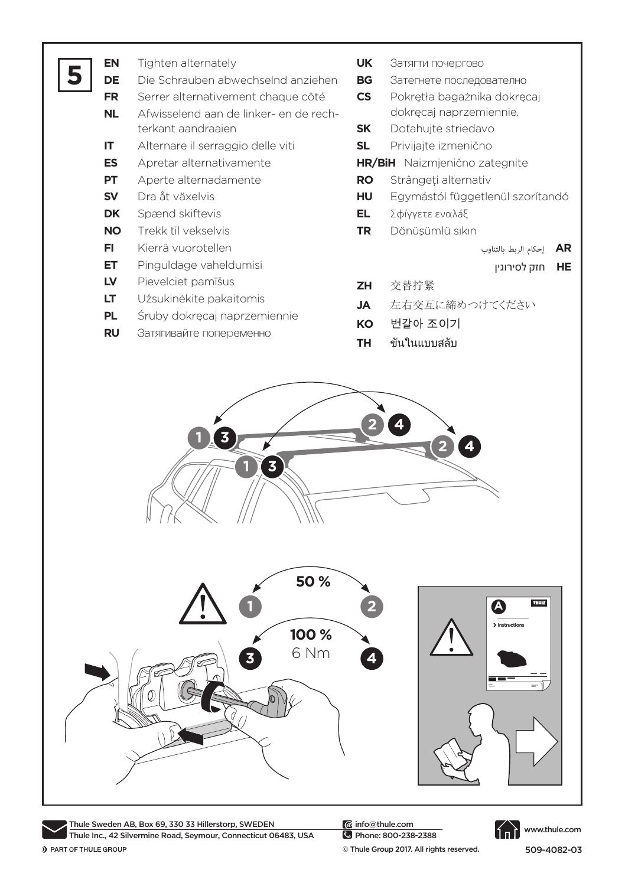## 5

**EN** Tighten alternately
**DE** Die Schrauben abwechselnd anziehen
**FR** Serrer alternativement chaque côté
**NL** Afwisselend aan de linker- en de rechterkant aandraaien
**IT** Alternare il serraggio delle viti
**ES** Apretar alternativamente
**PT** Aperte alternadamente
**SV** Dra åt växelvis
**DK** Spænd skiftevis
**NO** Trekk til vekselvis
**FI** Kierrä vuorotellen
**ET** Pinguldage vaheldumisi
**LV** Pievelciet pamīšus
**LT** Užsukinėkite pakaitomis
**PL** Śruby dokręcaj naprzemiennie
**RU** Затягивайте попеременно
**UK** Затягти почергово
**BG** Затегнете последователно
**CS** Pokrętła bagażnika dokręcaj dokręcaj naprzemiennie.
**SK** Doťahujte striedavo
**SL** Privijajte izmenično
**HR/BiH** Naizmjenično zategnite
**RO** Strângeți alternativ
**HU** Egymástól függetlenül szorítandó
**EL** Σφίγγετε εναλλάξ
**TR** Dönüşümlü sıkın
**AR** إحكام الربط بالتناوب
**HE** חזק לסירוגין
**ZH** 交替拧紧
**JA** 左右交互に締めつけてください
**KO** 번갈아 조이기
**TH** ขันในแบบสลับ

1 3 — 2 4

50 %
1 — 2

100 %
6 Nm
3 — 4

A
Instructions

Thule Sweden AB, Box 69, 330 33 Hillerstorp, SWEDEN
Thule Inc., 42 Silvermine Road, Seymour, Connecticut 06483, USA
info@thule.com
Phone: 800-238-2388
www.thule.com
PART OF THULE GROUP
© Thule Group 2017. All rights reserved.
509-4082-03